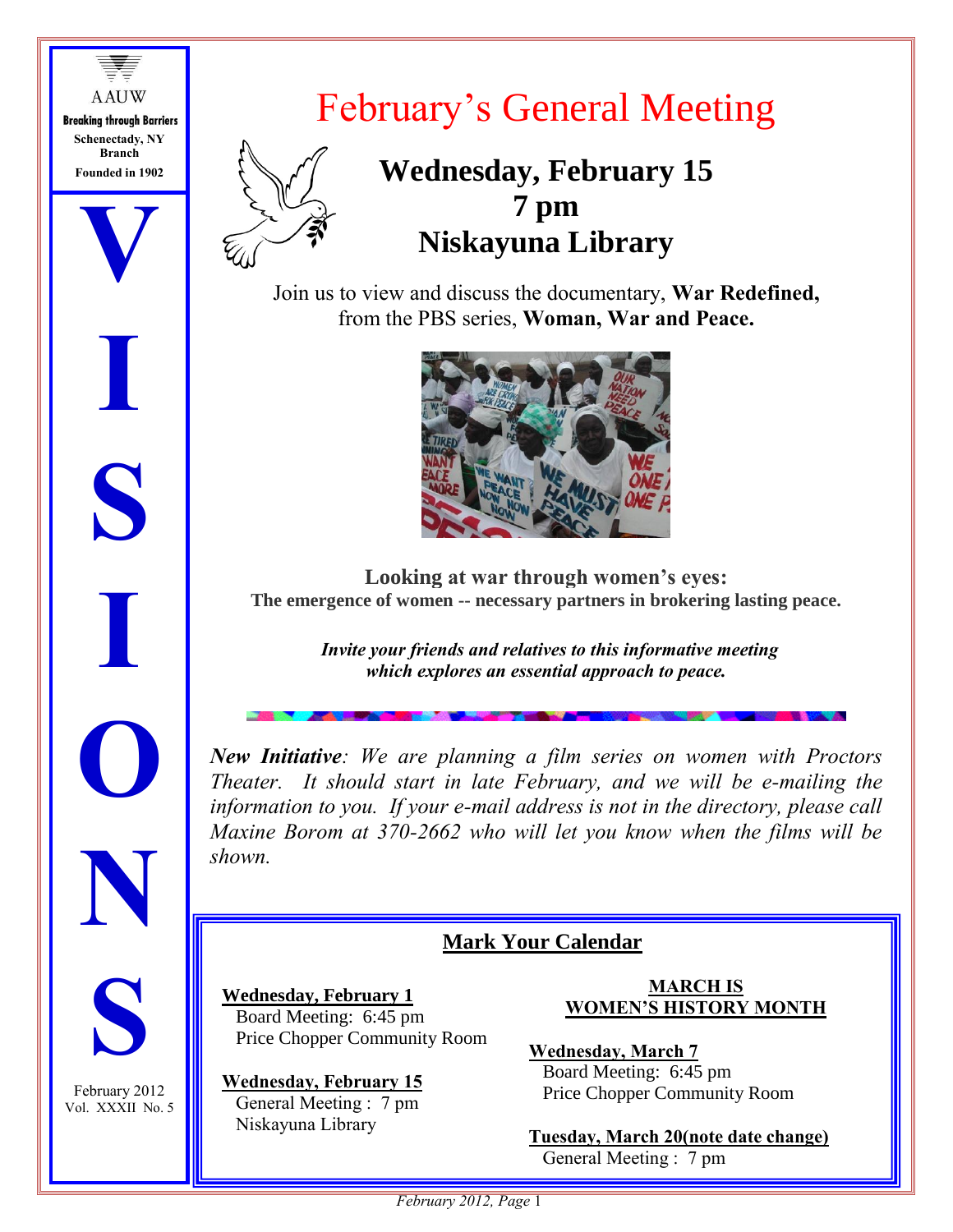AAUW

**Breaking through Barriers**

**Schenectady, NY Branch**

**Founded in 1902**

# VISIONS

February 2012
Vol. XXXII No. 5

# February's General Meeting

## Wednesday, February 15
## 7 pm
## Niskayuna Library

Join us to view and discuss the documentary, **War Redefined,** from the PBS series, **Woman, War and Peace.**

**Looking at war through women's eyes:**
**The emergence of women -- necessary partners in brokering lasting peace.**

***Invite your friends and relatives to this informative meeting which explores an essential approach to peace.***

***New Initiative****: We are planning a film series on women with Proctors Theater. It should start in late February, and we will be e-mailing the information to you. If your e-mail address is not in the directory, please call Maxine Borom at 370-2662 who will let you know when the films will be shown.*

## Mark Your Calendar

**Wednesday, February 1**
Board Meeting: 6:45 pm
Price Chopper Community Room

**Wednesday, February 15**
General Meeting : 7 pm
Niskayuna Library

**MARCH IS WOMEN'S HISTORY MONTH**

**Wednesday, March 7**
Board Meeting: 6:45 pm
Price Chopper Community Room

**Tuesday, March 20(note date change)**
General Meeting : 7 pm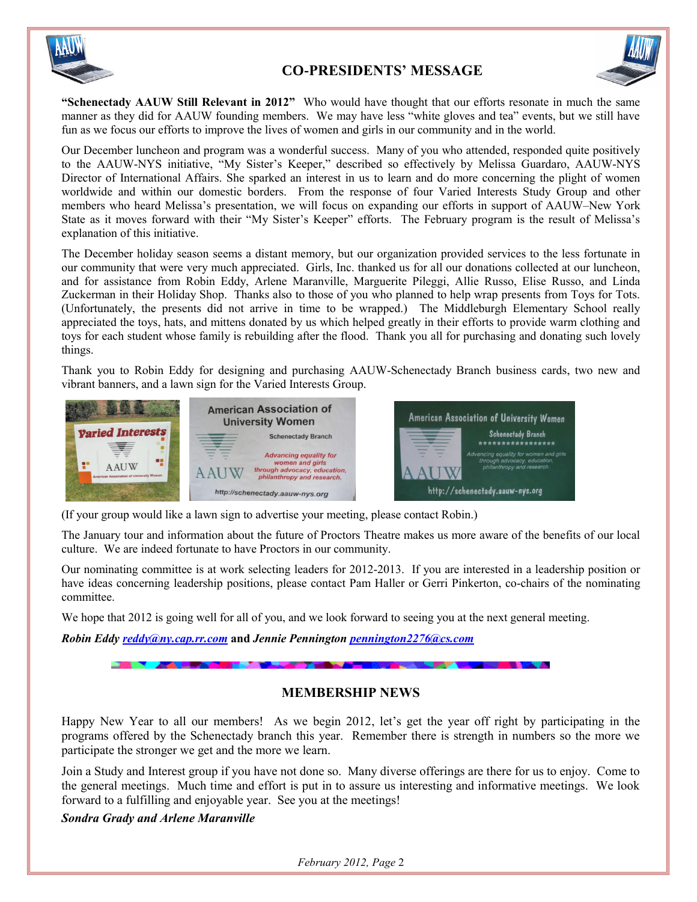## CO-PRESIDENTS' MESSAGE

**"Schenectady AAUW Still Relevant in 2012"** Who would have thought that our efforts resonate in much the same manner as they did for AAUW founding members. We may have less "white gloves and tea" events, but we still have fun as we focus our efforts to improve the lives of women and girls in our community and in the world.

Our December luncheon and program was a wonderful success. Many of you who attended, responded quite positively to the AAUW-NYS initiative, "My Sister's Keeper," described so effectively by Melissa Guardaro, AAUW-NYS Director of International Affairs. She sparked an interest in us to learn and do more concerning the plight of women worldwide and within our domestic borders. From the response of four Varied Interests Study Group and other members who heard Melissa's presentation, we will focus on expanding our efforts in support of AAUW–New York State as it moves forward with their "My Sister's Keeper" efforts. The February program is the result of Melissa's explanation of this initiative.

The December holiday season seems a distant memory, but our organization provided services to the less fortunate in our community that were very much appreciated. Girls, Inc. thanked us for all our donations collected at our luncheon, and for assistance from Robin Eddy, Arlene Maranville, Marguerite Pileggi, Allie Russo, Elise Russo, and Linda Zuckerman in their Holiday Shop. Thanks also to those of you who planned to help wrap presents from Toys for Tots. (Unfortunately, the presents did not arrive in time to be wrapped.) The Middleburgh Elementary School really appreciated the toys, hats, and mittens donated by us which helped greatly in their efforts to provide warm clothing and toys for each student whose family is rebuilding after the flood. Thank you all for purchasing and donating such lovely things.

Thank you to Robin Eddy for designing and purchasing AAUW-Schenectady Branch business cards, two new and vibrant banners, and a lawn sign for the Varied Interests Group.

(If your group would like a lawn sign to advertise your meeting, please contact Robin.)

The January tour and information about the future of Proctors Theatre makes us more aware of the benefits of our local culture. We are indeed fortunate to have Proctors in our community.

Our nominating committee is at work selecting leaders for 2012-2013. If you are interested in a leadership position or have ideas concerning leadership positions, please contact Pam Haller or Gerri Pinkerton, co-chairs of the nominating committee.

We hope that 2012 is going well for all of you, and we look forward to seeing you at the next general meeting.

***Robin Eddy*** reddy@ny.cap.rr.com **and *Jennie Pennington*** pennington2276@cs.com

## MEMBERSHIP NEWS

Happy New Year to all our members! As we begin 2012, let's get the year off right by participating in the programs offered by the Schenectady branch this year. Remember there is strength in numbers so the more we participate the stronger we get and the more we learn.

Join a Study and Interest group if you have not done so. Many diverse offerings are there for us to enjoy. Come to the general meetings. Much time and effort is put in to assure us interesting and informative meetings. We look forward to a fulfilling and enjoyable year. See you at the meetings!

***Sondra Grady and Arlene Maranville***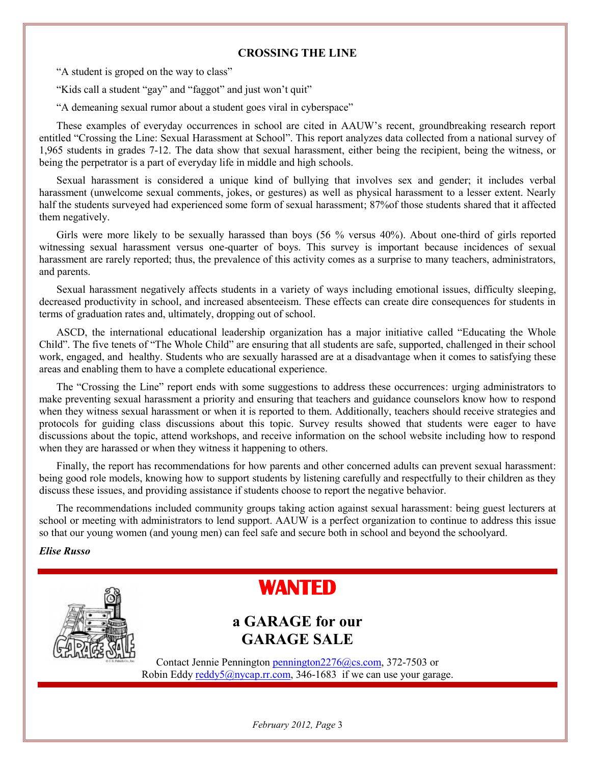## CROSSING THE LINE

"A student is groped on the way to class"

"Kids call a student "gay" and "faggot" and just won't quit"

"A demeaning sexual rumor about a student goes viral in cyberspace"

These examples of everyday occurrences in school are cited in AAUW's recent, groundbreaking research report entitled "Crossing the Line: Sexual Harassment at School". This report analyzes data collected from a national survey of 1,965 students in grades 7-12. The data show that sexual harassment, either being the recipient, being the witness, or being the perpetrator is a part of everyday life in middle and high schools.

Sexual harassment is considered a unique kind of bullying that involves sex and gender; it includes verbal harassment (unwelcome sexual comments, jokes, or gestures) as well as physical harassment to a lesser extent. Nearly half the students surveyed had experienced some form of sexual harassment; 87%of those students shared that it affected them negatively.

Girls were more likely to be sexually harassed than boys (56 % versus 40%). About one-third of girls reported witnessing sexual harassment versus one-quarter of boys. This survey is important because incidences of sexual harassment are rarely reported; thus, the prevalence of this activity comes as a surprise to many teachers, administrators, and parents.

Sexual harassment negatively affects students in a variety of ways including emotional issues, difficulty sleeping, decreased productivity in school, and increased absenteeism. These effects can create dire consequences for students in terms of graduation rates and, ultimately, dropping out of school.

ASCD, the international educational leadership organization has a major initiative called "Educating the Whole Child". The five tenets of "The Whole Child" are ensuring that all students are safe, supported, challenged in their school work, engaged, and healthy. Students who are sexually harassed are at a disadvantage when it comes to satisfying these areas and enabling them to have a complete educational experience.

The "Crossing the Line" report ends with some suggestions to address these occurrences: urging administrators to make preventing sexual harassment a priority and ensuring that teachers and guidance counselors know how to respond when they witness sexual harassment or when it is reported to them. Additionally, teachers should receive strategies and protocols for guiding class discussions about this topic. Survey results showed that students were eager to have discussions about the topic, attend workshops, and receive information on the school website including how to respond when they are harassed or when they witness it happening to others.

Finally, the report has recommendations for how parents and other concerned adults can prevent sexual harassment: being good role models, knowing how to support students by listening carefully and respectfully to their children as they discuss these issues, and providing assistance if students choose to report the negative behavior.

The recommendations included community groups taking action against sexual harassment: being guest lecturers at school or meeting with administrators to lend support. AAUW is a perfect organization to continue to address this issue so that our young women (and young men) can feel safe and secure both in school and beyond the schoolyard.

***Elise Russo***

---

# WANTED

## a GARAGE for our GARAGE SALE

Contact Jennie Pennington pennington2276@cs.com, 372-7503 or Robin Eddy reddy5@nycap.rr.com, 346-1683 if we can use your garage.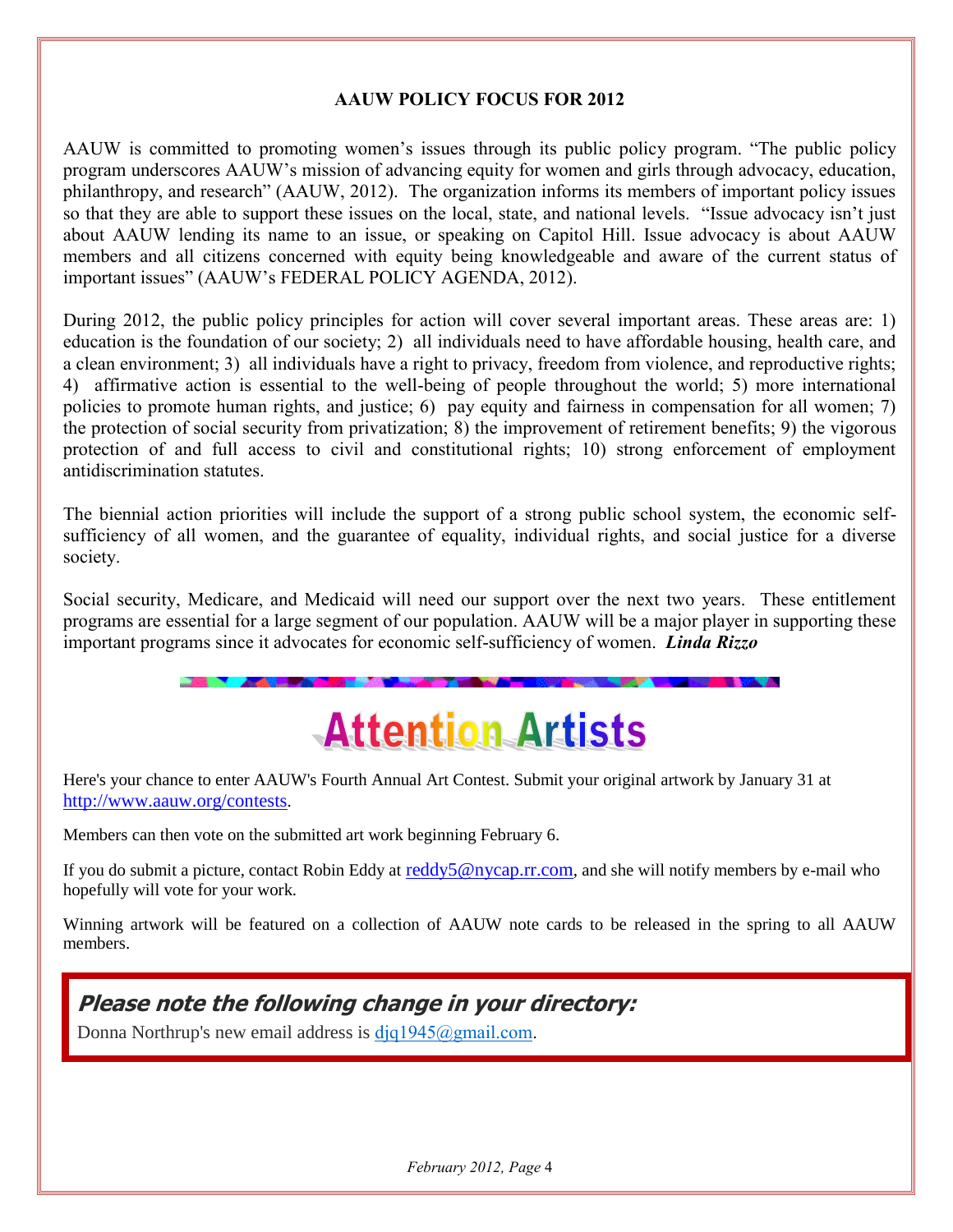## AAUW POLICY FOCUS FOR 2012

AAUW is committed to promoting women's issues through its public policy program. "The public policy program underscores AAUW's mission of advancing equity for women and girls through advocacy, education, philanthropy, and research" (AAUW, 2012). The organization informs its members of important policy issues so that they are able to support these issues on the local, state, and national levels. "Issue advocacy isn't just about AAUW lending its name to an issue, or speaking on Capitol Hill. Issue advocacy is about AAUW members and all citizens concerned with equity being knowledgeable and aware of the current status of important issues" (AAUW's FEDERAL POLICY AGENDA, 2012).

During 2012, the public policy principles for action will cover several important areas. These areas are: 1) education is the foundation of our society; 2) all individuals need to have affordable housing, health care, and a clean environment; 3) all individuals have a right to privacy, freedom from violence, and reproductive rights; 4) affirmative action is essential to the well-being of people throughout the world; 5) more international policies to promote human rights, and justice; 6) pay equity and fairness in compensation for all women; 7) the protection of social security from privatization; 8) the improvement of retirement benefits; 9) the vigorous protection of and full access to civil and constitutional rights; 10) strong enforcement of employment antidiscrimination statutes.

The biennial action priorities will include the support of a strong public school system, the economic self-sufficiency of all women, and the guarantee of equality, individual rights, and social justice for a diverse society.

Social security, Medicare, and Medicaid will need our support over the next two years. These entitlement programs are essential for a large segment of our population. AAUW will be a major player in supporting these important programs since it advocates for economic self-sufficiency of women. ***Linda Rizzo***

# Attention Artists

Here's your chance to enter AAUW's Fourth Annual Art Contest. Submit your original artwork by January 31 at http://www.aauw.org/contests.

Members can then vote on the submitted art work beginning February 6.

If you do submit a picture, contact Robin Eddy at reddy5@nycap.rr.com, and she will notify members by e-mail who hopefully will vote for your work.

Winning artwork will be featured on a collection of AAUW note cards to be released in the spring to all AAUW members.

### *Please note the following change in your directory:*

Donna Northrup's new email address is djq1945@gmail.com.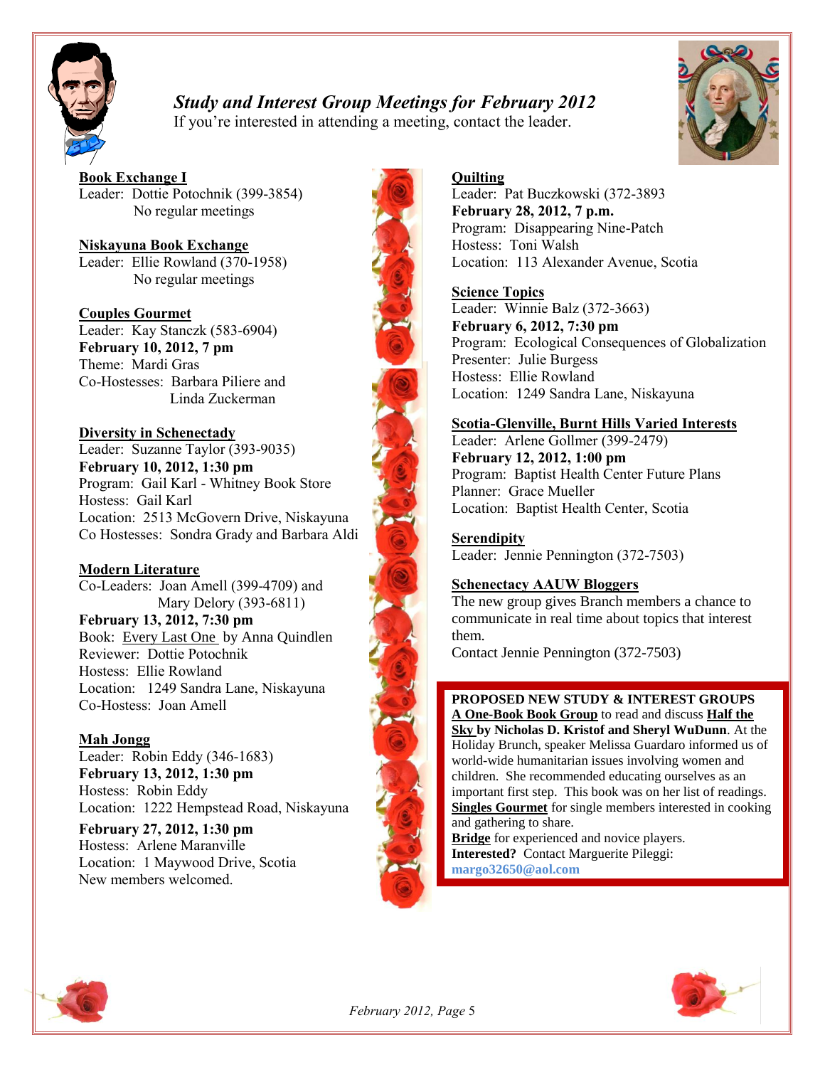# *Study and Interest Group Meetings for February 2012*

If you're interested in attending a meeting, contact the leader.

**Book Exchange I**
Leader: Dottie Potochnik (399-3854)
No regular meetings

**Niskayuna Book Exchange**
Leader: Ellie Rowland (370-1958)
No regular meetings

**Couples Gourmet**
Leader: Kay Stanczk (583-6904)
**February 10, 2012, 7 pm**
Theme: Mardi Gras
Co-Hostesses: Barbara Piliere and Linda Zuckerman

**Diversity in Schenectady**
Leader: Suzanne Taylor (393-9035)
**February 10, 2012, 1:30 pm**
Program: Gail Karl - Whitney Book Store
Hostess: Gail Karl
Location: 2513 McGovern Drive, Niskayuna
Co Hostesses: Sondra Grady and Barbara Aldi

**Modern Literature**
Co-Leaders: Joan Amell (399-4709) and Mary Delory (393-6811)
**February 13, 2012, 7:30 pm**
Book: Every Last One by Anna Quindlen
Reviewer: Dottie Potochnik
Hostess: Ellie Rowland
Location: 1249 Sandra Lane, Niskayuna
Co-Hostess: Joan Amell

**Mah Jongg**
Leader: Robin Eddy (346-1683)
**February 13, 2012, 1:30 pm**
Hostess: Robin Eddy
Location: 1222 Hempstead Road, Niskayuna
**February 27, 2012, 1:30 pm**
Hostess: Arlene Maranville
Location: 1 Maywood Drive, Scotia
New members welcomed.

**Quilting**
Leader: Pat Buczkowski (372-3893
**February 28, 2012, 7 p.m.**
Program: Disappearing Nine-Patch
Hostess: Toni Walsh
Location: 113 Alexander Avenue, Scotia

**Science Topics**
Leader: Winnie Balz (372-3663)
**February 6, 2012, 7:30 pm**
Program: Ecological Consequences of Globalization
Presenter: Julie Burgess
Hostess: Ellie Rowland
Location: 1249 Sandra Lane, Niskayuna

**Scotia-Glenville, Burnt Hills Varied Interests**
Leader: Arlene Gollmer (399-2479)
**February 12, 2012, 1:00 pm**
Program: Baptist Health Center Future Plans
Planner: Grace Mueller
Location: Baptist Health Center, Scotia

**Serendipity**
Leader: Jennie Pennington (372-7503)

**Schenectacy AAUW Bloggers**
The new group gives Branch members a chance to communicate in real time about topics that interest them.
Contact Jennie Pennington (372-7503)

**PROPOSED NEW STUDY & INTEREST GROUPS**
**A One-Book Book Group** to read and discuss **Half the Sky by Nicholas D. Kristof and Sheryl WuDunn**. At the Holiday Brunch, speaker Melissa Guardaro informed us of world-wide humanitarian issues involving women and children. She recommended educating ourselves as an important first step. This book was on her list of readings.
**Singles Gourmet** for single members interested in cooking and gathering to share.
**Bridge** for experienced and novice players.
**Interested?** Contact Marguerite Pileggi: **margo32650@aol.com**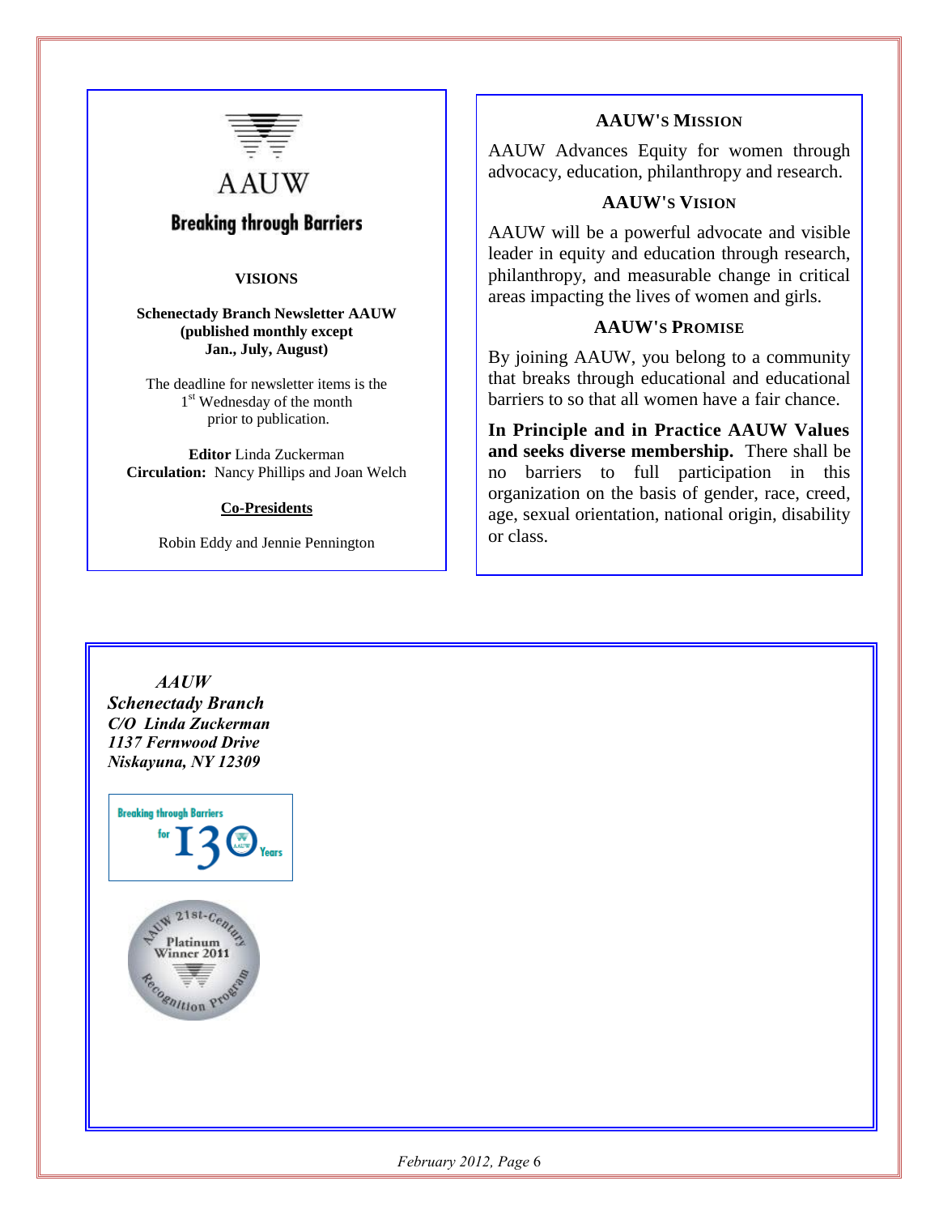AAUW

**Breaking through Barriers**

**VISIONS**

**Schenectady Branch Newsletter AAUW**
**(published monthly except**
**Jan., July, August)**

The deadline for newsletter items is the 1st Wednesday of the month prior to publication.

**Editor** Linda Zuckerman
**Circulation:** Nancy Phillips and Joan Welch

**Co-Presidents**

Robin Eddy and Jennie Pennington

### AAUW'S MISSION

AAUW Advances Equity for women through advocacy, education, philanthropy and research.

### AAUW'S VISION

AAUW will be a powerful advocate and visible leader in equity and education through research, philanthropy, and measurable change in critical areas impacting the lives of women and girls.

### AAUW'S PROMISE

By joining AAUW, you belong to a community that breaks through educational and educational barriers to so that all women have a fair chance.

**In Principle and in Practice AAUW Values and seeks diverse membership.** There shall be no barriers to full participation in this organization on the basis of gender, race, creed, age, sexual orientation, national origin, disability or class.

***AAUW***
***Schenectady Branch***
***C/O Linda Zuckerman***
***1137 Fernwood Drive***
***Niskayuna, NY 12309***

Breaking through Barriers for 130 Years

AAUW 21st-Century Platinum Winner 2011 Recognition Program